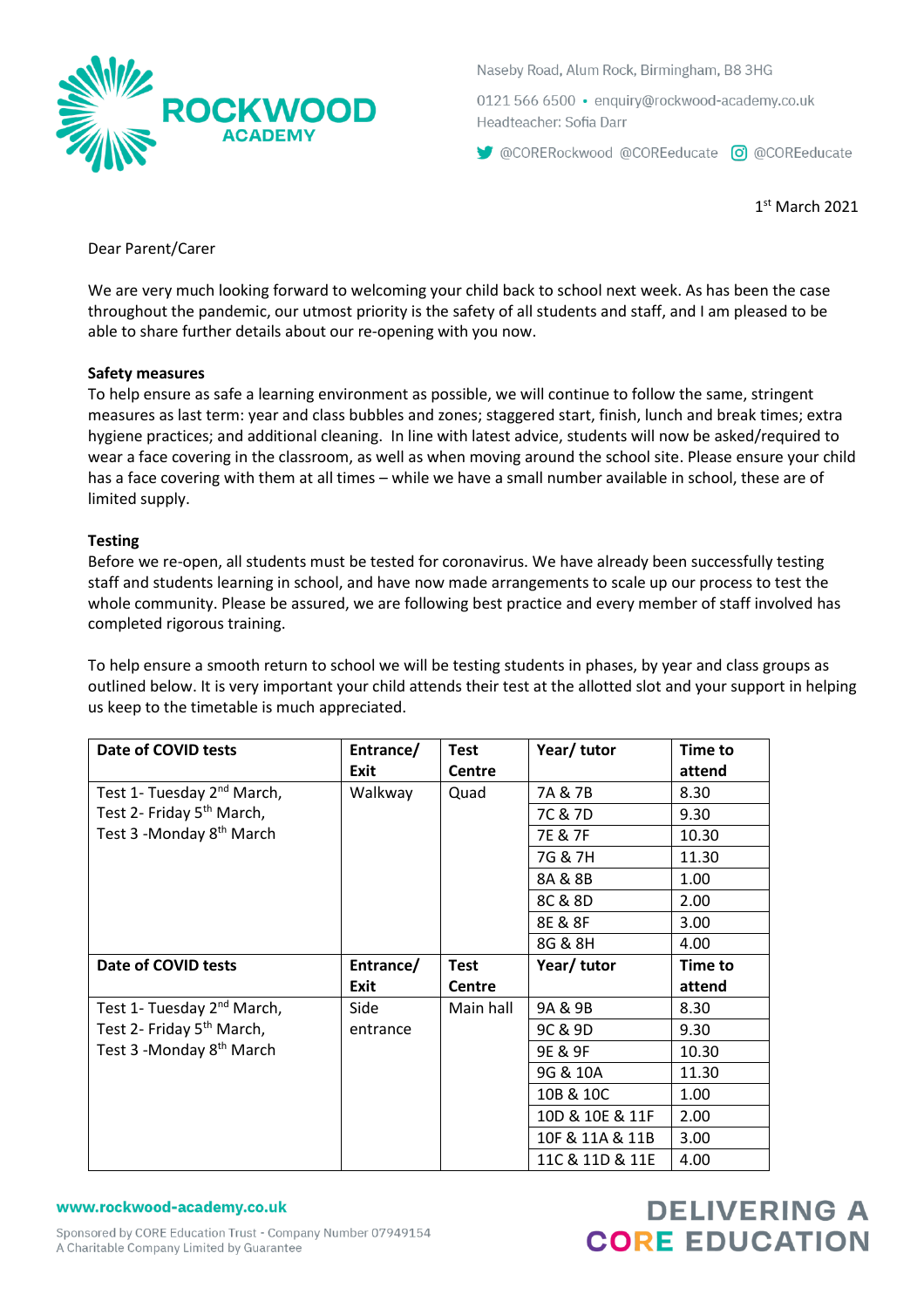**ROCKWOOD ACADEMY**

Naseby Road, Alum Rock, Birmingham, B8 3HG

0121 566 6500 • enquiry@rockwood-academy.co.uk

Headteacher: Sofia Darr

@CORERockwood @COREeducate @COREeducate

1st March 2021

Dear Parent/Carer

We are very much looking forward to welcoming your child back to school next week. As has been the case throughout the pandemic, our utmost priority is the safety of all students and staff, and I am pleased to be able to share further details about our re-opening with you now.

**Safety measures**

To help ensure as safe a learning environment as possible, we will continue to follow the same, stringent measures as last term: year and class bubbles and zones; staggered start, finish, lunch and break times; extra hygiene practices; and additional cleaning. In line with latest advice, students will now be asked/required to wear a face covering in the classroom, as well as when moving around the school site. Please ensure your child has a face covering with them at all times – while we have a small number available in school, these are of limited supply.

**Testing**

Before we re-open, all students must be tested for coronavirus. We have already been successfully testing staff and students learning in school, and have now made arrangements to scale up our process to test the whole community. Please be assured, we are following best practice and every member of staff involved has completed rigorous training.

To help ensure a smooth return to school we will be testing students in phases, by year and class groups as outlined below. It is very important your child attends their test at the allotted slot and your support in helping us keep to the timetable is much appreciated.

| Date of COVID tests | Entrance/ Exit | Test Centre | Year/ tutor | Time to attend |
|---|---|---|---|---|
| Test 1- Tuesday 2nd March, Test 2- Friday 5th March, Test 3 -Monday 8th March | Walkway | Quad | 7A & 7B | 8.30 |
| | | | 7C & 7D | 9.30 |
| | | | 7E & 7F | 10.30 |
| | | | 7G & 7H | 11.30 |
| | | | 8A & 8B | 1.00 |
| | | | 8C & 8D | 2.00 |
| | | | 8E & 8F | 3.00 |
| | | | 8G & 8H | 4.00 |
| **Date of COVID tests** | **Entrance/ Exit** | **Test Centre** | **Year/ tutor** | **Time to attend** |
| Test 1- Tuesday 2nd March, Test 2- Friday 5th March, Test 3 -Monday 8th March | Side entrance | Main hall | 9A & 9B | 8.30 |
| | | | 9C & 9D | 9.30 |
| | | | 9E & 9F | 10.30 |
| | | | 9G & 10A | 11.30 |
| | | | 10B & 10C | 1.00 |
| | | | 10D & 10E & 11F | 2.00 |
| | | | 10F & 11A & 11B | 3.00 |
| | | | 11C & 11D & 11E | 4.00 |

www.rockwood-academy.co.uk

Sponsored by CORE Education Trust - Company Number 07949154
A Charitable Company Limited by Guarantee

DELIVERING A CORE EDUCATION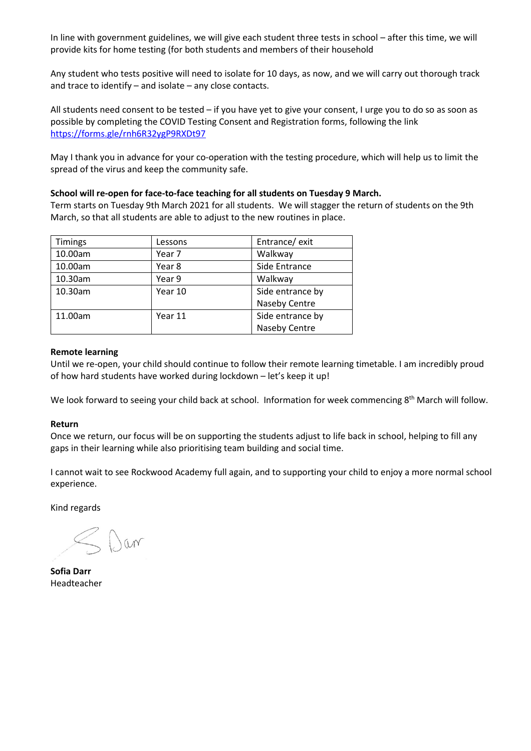In line with government guidelines, we will give each student three tests in school – after this time, we will provide kits for home testing (for both students and members of their household

Any student who tests positive will need to isolate for 10 days, as now, and we will carry out thorough track and trace to identify – and isolate – any close contacts.

All students need consent to be tested – if you have yet to give your consent, I urge you to do so as soon as possible by completing the COVID Testing Consent and Registration forms, following the link [https://forms.gle/rnh6R32ygP9RXDt97](https://forms.gle/rnh6R32ygP9RXDt97)

May I thank you in advance for your co-operation with the testing procedure, which will help us to limit the spread of the virus and keep the community safe.

**School will re-open for face-to-face teaching for all students on Tuesday 9 March.**
Term starts on Tuesday 9th March 2021 for all students. We will stagger the return of students on the 9th March, so that all students are able to adjust to the new routines in place.

| Timings | Lessons | Entrance/ exit |
|---|---|---|
| 10.00am | Year 7 | Walkway |
| 10.00am | Year 8 | Side Entrance |
| 10.30am | Year 9 | Walkway |
| 10.30am | Year 10 | Side entrance by Naseby Centre |
| 11.00am | Year 11 | Side entrance by Naseby Centre |

**Remote learning**
Until we re-open, your child should continue to follow their remote learning timetable. I am incredibly proud of how hard students have worked during lockdown – let's keep it up!

We look forward to seeing your child back at school. Information for week commencing 8th March will follow.

**Return**
Once we return, our focus will be on supporting the students adjust to life back in school, helping to fill any gaps in their learning while also prioritising team building and social time.

I cannot wait to see Rockwood Academy full again, and to supporting your child to enjoy a more normal school experience.

Kind regards

S Darr

**Sofia Darr**
Headteacher